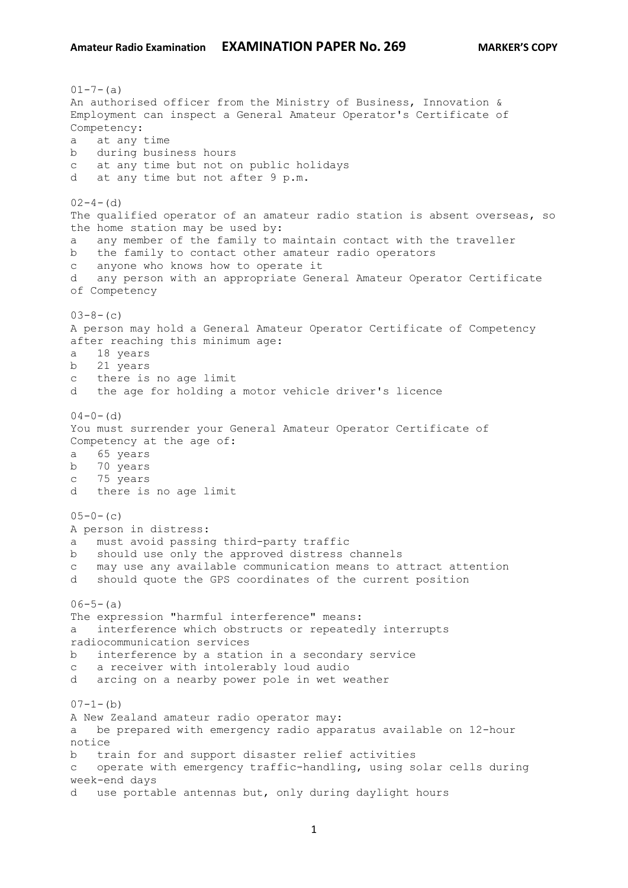01-7-(a)
An authorised officer from the Ministry of Business, Innovation & Employment can inspect a General Amateur Operator's Certificate of Competency:

a   at any time
b   during business hours
c   at any time but not on public holidays
d   at any time but not after 9 p.m.

02-4-(d)
The qualified operator of an amateur radio station is absent overseas, so the home station may be used by:

a   any member of the family to maintain contact with the traveller
b   the family to contact other amateur radio operators
c   anyone who knows how to operate it
d   any person with an appropriate General Amateur Operator Certificate of Competency

03-8-(c)
A person may hold a General Amateur Operator Certificate of Competency after reaching this minimum age:

a   18 years
b   21 years
c   there is no age limit
d   the age for holding a motor vehicle driver's licence

04-0-(d)
You must surrender your General Amateur Operator Certificate of Competency at the age of:

a   65 years
b   70 years
c   75 years
d   there is no age limit

05-0-(c)
A person in distress:

a   must avoid passing third-party traffic
b   should use only the approved distress channels
c   may use any available communication means to attract attention
d   should quote the GPS coordinates of the current position

06-5-(a)
The expression "harmful interference" means:

a   interference which obstructs or repeatedly interrupts radiocommunication services
b   interference by a station in a secondary service
c   a receiver with intolerably loud audio
d   arcing on a nearby power pole in wet weather

07-1-(b)
A New Zealand amateur radio operator may:

a   be prepared with emergency radio apparatus available on 12-hour notice
b   train for and support disaster relief activities
c   operate with emergency traffic-handling, using solar cells during week-end days
d   use portable antennas but, only during daylight hours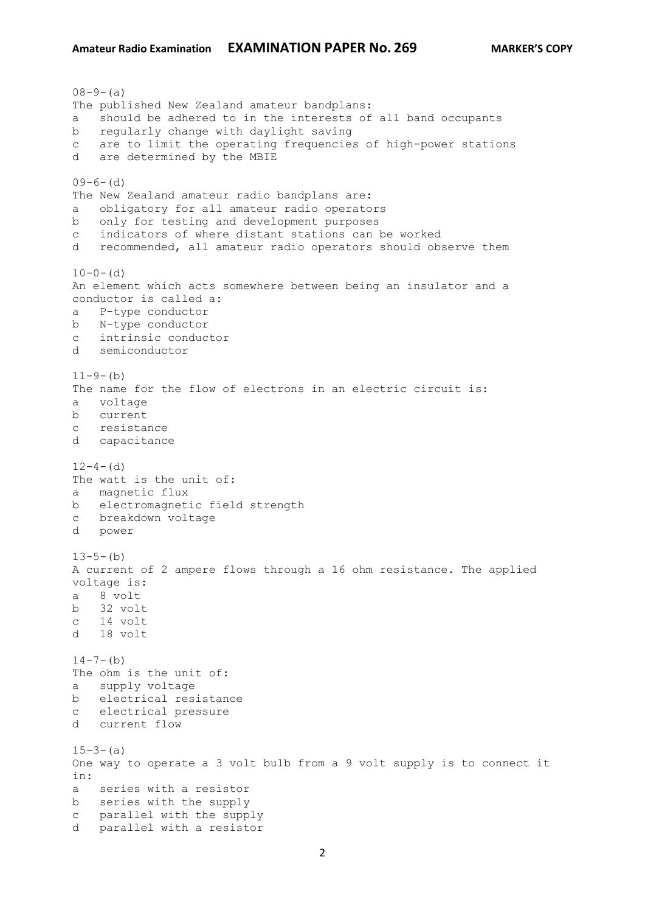08-9-(a)
The published New Zealand amateur bandplans:
a should be adhered to in the interests of all band occupants
b regularly change with daylight saving
c are to limit the operating frequencies of high-power stations
d are determined by the MBIE

09-6-(d)
The New Zealand amateur radio bandplans are:
a obligatory for all amateur radio operators
b only for testing and development purposes
c indicators of where distant stations can be worked
d recommended, all amateur radio operators should observe them

10-0-(d)
An element which acts somewhere between being an insulator and a conductor is called a:
a P-type conductor
b N-type conductor
c intrinsic conductor
d semiconductor

11-9-(b)
The name for the flow of electrons in an electric circuit is:
a voltage
b current
c resistance
d capacitance

12-4-(d)
The watt is the unit of:
a magnetic flux
b electromagnetic field strength
c breakdown voltage
d power

13-5-(b)
A current of 2 ampere flows through a 16 ohm resistance. The applied voltage is:
a 8 volt
b 32 volt
c 14 volt
d 18 volt

14-7-(b)
The ohm is the unit of:
a supply voltage
b electrical resistance
c electrical pressure
d current flow

15-3-(a)
One way to operate a 3 volt bulb from a 9 volt supply is to connect it in:
a series with a resistor
b series with the supply
c parallel with the supply
d parallel with a resistor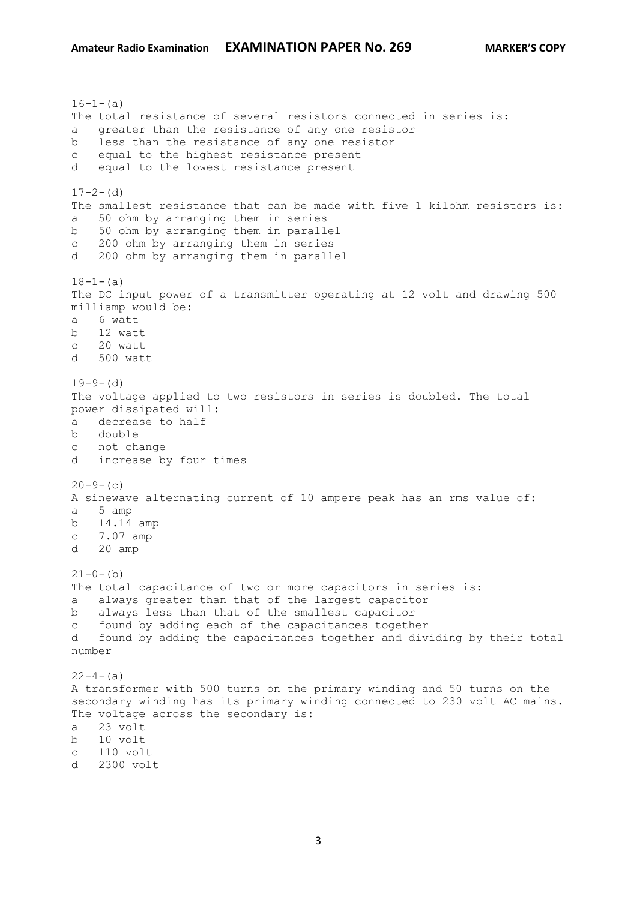16-1-(a)
The total resistance of several resistors connected in series is:
a greater than the resistance of any one resistor
b less than the resistance of any one resistor
c equal to the highest resistance present
d equal to the lowest resistance present

17-2-(d)
The smallest resistance that can be made with five 1 kilohm resistors is:
a 50 ohm by arranging them in series
b 50 ohm by arranging them in parallel
c 200 ohm by arranging them in series
d 200 ohm by arranging them in parallel

18-1-(a)
The DC input power of a transmitter operating at 12 volt and drawing 500 milliamp would be:
a 6 watt
b 12 watt
c 20 watt
d 500 watt

19-9-(d)
The voltage applied to two resistors in series is doubled. The total power dissipated will:
a decrease to half
b double
c not change
d increase by four times

20-9-(c)
A sinewave alternating current of 10 ampere peak has an rms value of:
a 5 amp
b 14.14 amp
c 7.07 amp
d 20 amp

21-0-(b)
The total capacitance of two or more capacitors in series is:
a always greater than that of the largest capacitor
b always less than that of the smallest capacitor
c found by adding each of the capacitances together
d found by adding the capacitances together and dividing by their total number

22-4-(a)
A transformer with 500 turns on the primary winding and 50 turns on the secondary winding has its primary winding connected to 230 volt AC mains. The voltage across the secondary is:
a 23 volt
b 10 volt
c 110 volt
d 2300 volt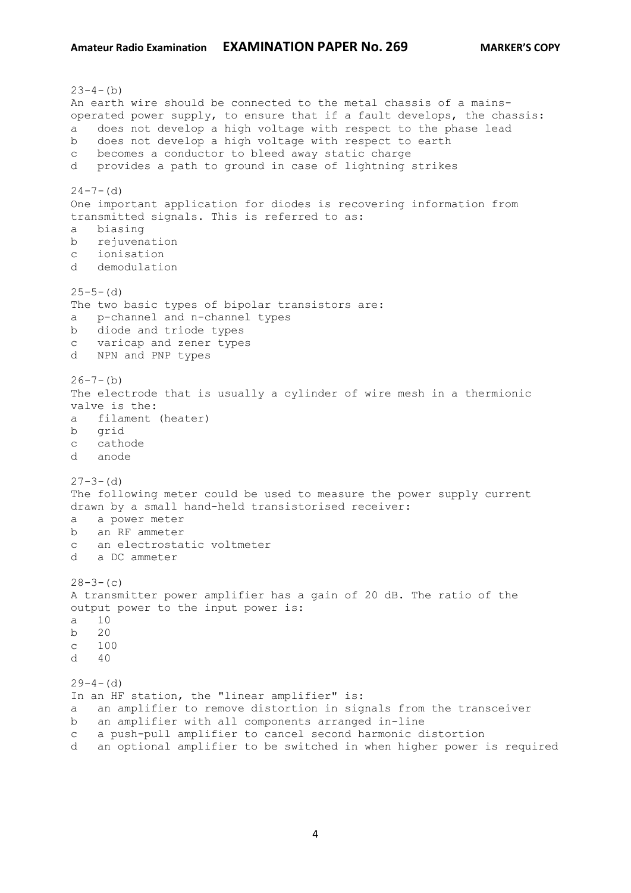23-4-(b)
An earth wire should be connected to the metal chassis of a mains-operated power supply, to ensure that if a fault develops, the chassis:
a does not develop a high voltage with respect to the phase lead
b does not develop a high voltage with respect to earth
c becomes a conductor to bleed away static charge
d provides a path to ground in case of lightning strikes

24-7-(d)
One important application for diodes is recovering information from transmitted signals. This is referred to as:
a biasing
b rejuvenation
c ionisation
d demodulation

25-5-(d)
The two basic types of bipolar transistors are:
a p-channel and n-channel types
b diode and triode types
c varicap and zener types
d NPN and PNP types

26-7-(b)
The electrode that is usually a cylinder of wire mesh in a thermionic valve is the:
a filament (heater)
b grid
c cathode
d anode

27-3-(d)
The following meter could be used to measure the power supply current drawn by a small hand-held transistorised receiver:
a a power meter
b an RF ammeter
c an electrostatic voltmeter
d a DC ammeter

28-3-(c)
A transmitter power amplifier has a gain of 20 dB. The ratio of the output power to the input power is:
a 10
b 20
c 100
d 40

29-4-(d)
In an HF station, the "linear amplifier" is:
a an amplifier to remove distortion in signals from the transceiver
b an amplifier with all components arranged in-line
c a push-pull amplifier to cancel second harmonic distortion
d an optional amplifier to be switched in when higher power is required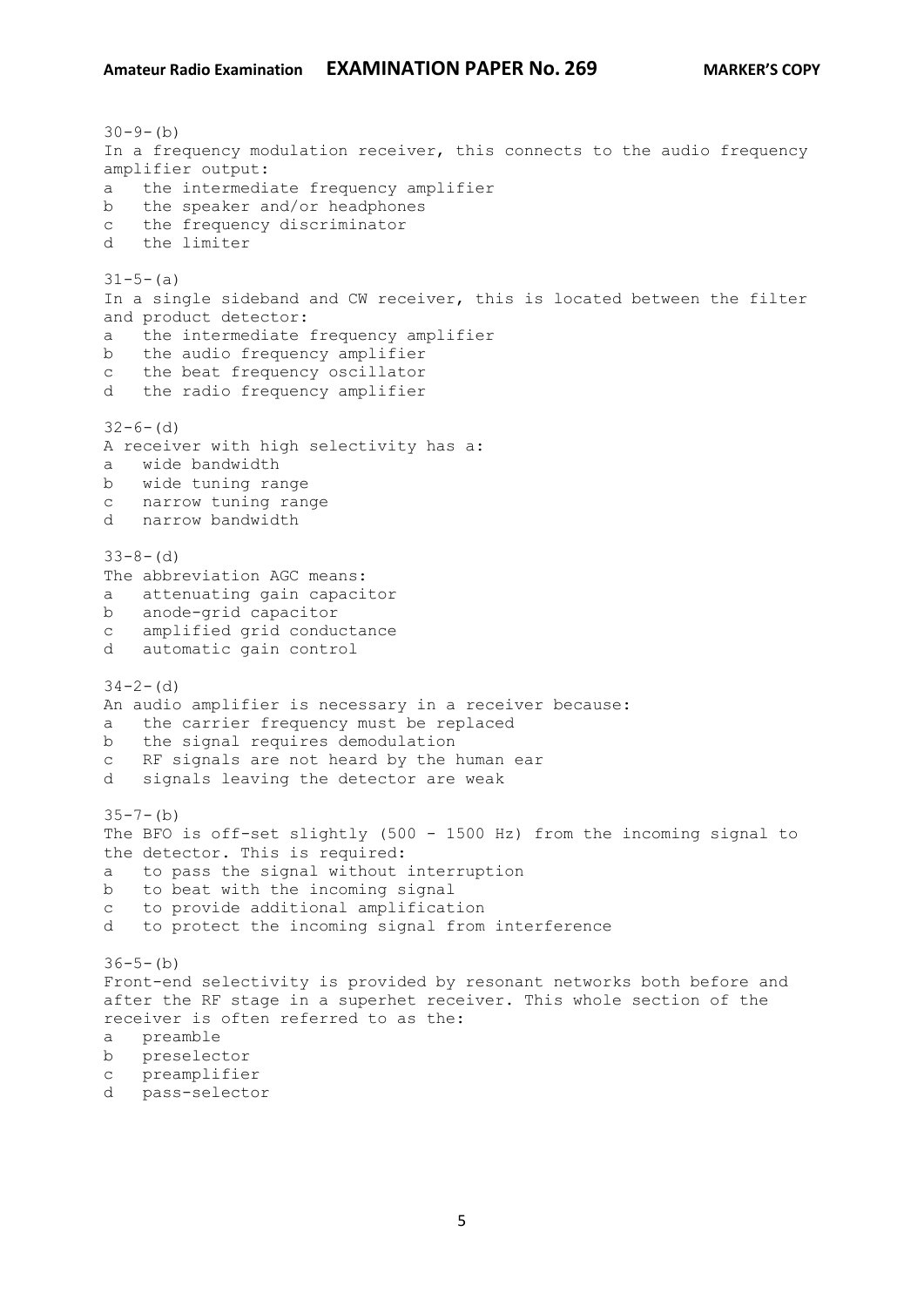30-9-(b)
In a frequency modulation receiver, this connects to the audio frequency amplifier output:
a   the intermediate frequency amplifier
b   the speaker and/or headphones
c   the frequency discriminator
d   the limiter

31-5-(a)
In a single sideband and CW receiver, this is located between the filter and product detector:
a   the intermediate frequency amplifier
b   the audio frequency amplifier
c   the beat frequency oscillator
d   the radio frequency amplifier

32-6-(d)
A receiver with high selectivity has a:
a   wide bandwidth
b   wide tuning range
c   narrow tuning range
d   narrow bandwidth

33-8-(d)
The abbreviation AGC means:
a   attenuating gain capacitor
b   anode-grid capacitor
c   amplified grid conductance
d   automatic gain control

34-2-(d)
An audio amplifier is necessary in a receiver because:
a   the carrier frequency must be replaced
b   the signal requires demodulation
c   RF signals are not heard by the human ear
d   signals leaving the detector are weak

35-7-(b)
The BFO is off-set slightly (500 - 1500 Hz) from the incoming signal to the detector. This is required:
a   to pass the signal without interruption
b   to beat with the incoming signal
c   to provide additional amplification
d   to protect the incoming signal from interference

36-5-(b)
Front-end selectivity is provided by resonant networks both before and after the RF stage in a superhet receiver. This whole section of the receiver is often referred to as the:
a   preamble
b   preselector
c   preamplifier
d   pass-selector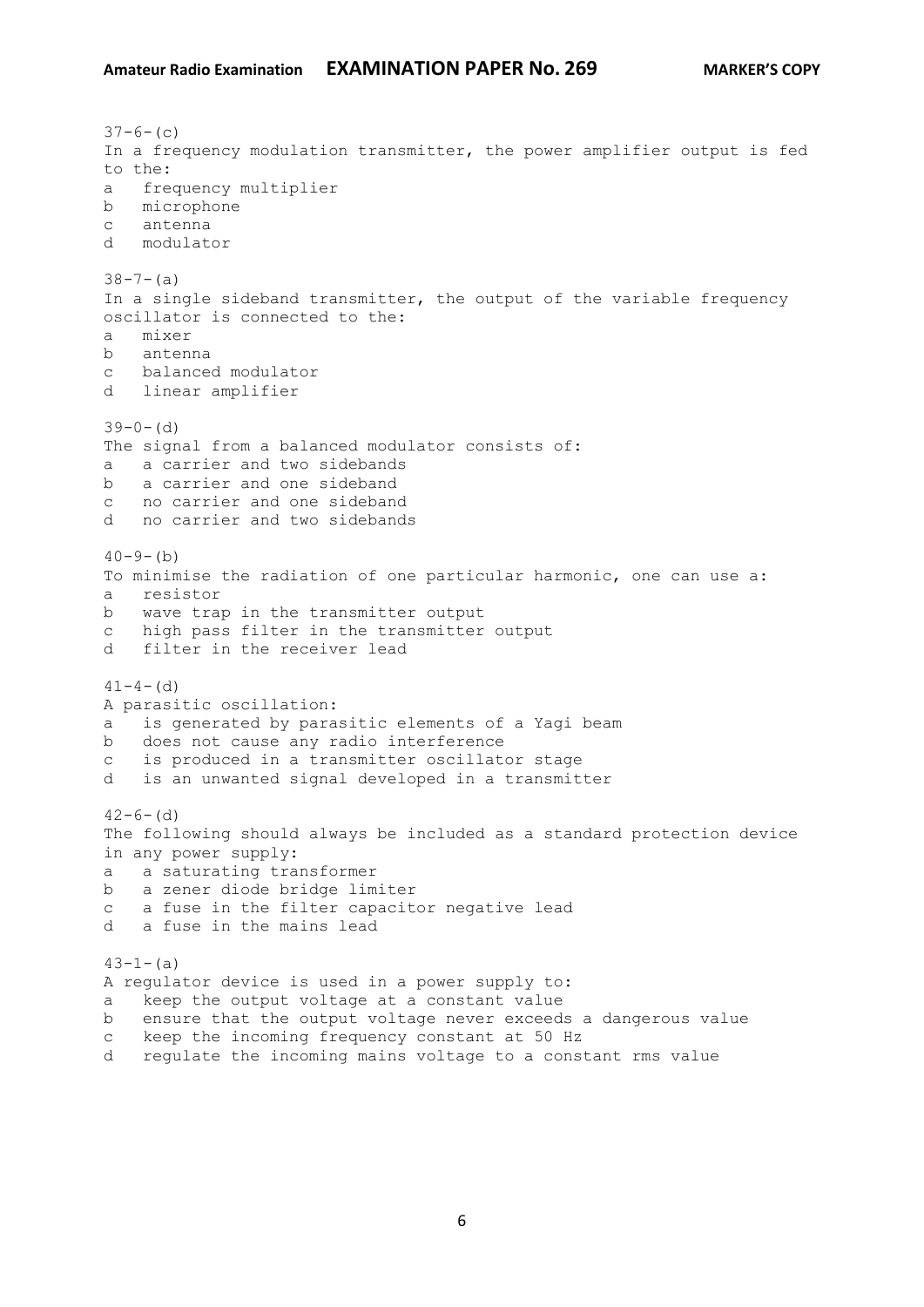37-6-(c)
In a frequency modulation transmitter, the power amplifier output is fed to the:

a   frequency multiplier
b   microphone
c   antenna
d   modulator

38-7-(a)
In a single sideband transmitter, the output of the variable frequency oscillator is connected to the:

a   mixer
b   antenna
c   balanced modulator
d   linear amplifier

39-0-(d)
The signal from a balanced modulator consists of:

a   a carrier and two sidebands
b   a carrier and one sideband
c   no carrier and one sideband
d   no carrier and two sidebands

40-9-(b)
To minimise the radiation of one particular harmonic, one can use a:

a   resistor
b   wave trap in the transmitter output
c   high pass filter in the transmitter output
d   filter in the receiver lead

41-4-(d)
A parasitic oscillation:

a   is generated by parasitic elements of a Yagi beam
b   does not cause any radio interference
c   is produced in a transmitter oscillator stage
d   is an unwanted signal developed in a transmitter

42-6-(d)
The following should always be included as a standard protection device in any power supply:

a   a saturating transformer
b   a zener diode bridge limiter
c   a fuse in the filter capacitor negative lead
d   a fuse in the mains lead

43-1-(a)
A regulator device is used in a power supply to:

a   keep the output voltage at a constant value
b   ensure that the output voltage never exceeds a dangerous value
c   keep the incoming frequency constant at 50 Hz
d   regulate the incoming mains voltage to a constant rms value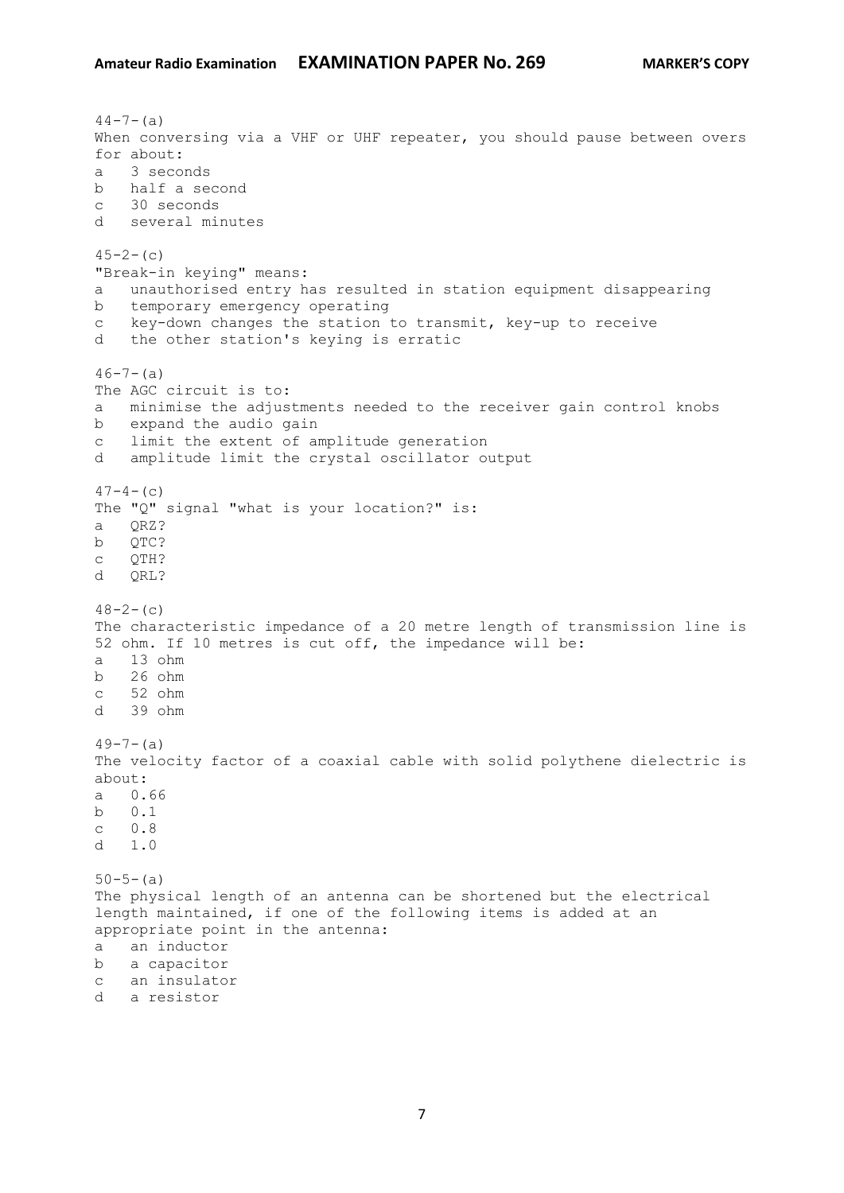44-7-(a)
When conversing via a VHF or UHF repeater, you should pause between overs for about:

a 3 seconds
b half a second
c 30 seconds
d several minutes

45-2-(c)
"Break-in keying" means:

a unauthorised entry has resulted in station equipment disappearing
b temporary emergency operating
c key-down changes the station to transmit, key-up to receive
d the other station's keying is erratic

46-7-(a)
The AGC circuit is to:

a minimise the adjustments needed to the receiver gain control knobs
b expand the audio gain
c limit the extent of amplitude generation
d amplitude limit the crystal oscillator output

47-4-(c)
The "Q" signal "what is your location?" is:

a QRZ?
b QTC?
c QTH?
d QRL?

48-2-(c)
The characteristic impedance of a 20 metre length of transmission line is 52 ohm. If 10 metres is cut off, the impedance will be:

a 13 ohm
b 26 ohm
c 52 ohm
d 39 ohm

49-7-(a)
The velocity factor of a coaxial cable with solid polythene dielectric is about:

a 0.66
b 0.1
c 0.8
d 1.0

50-5-(a)
The physical length of an antenna can be shortened but the electrical length maintained, if one of the following items is added at an appropriate point in the antenna:

a an inductor
b a capacitor
c an insulator
d a resistor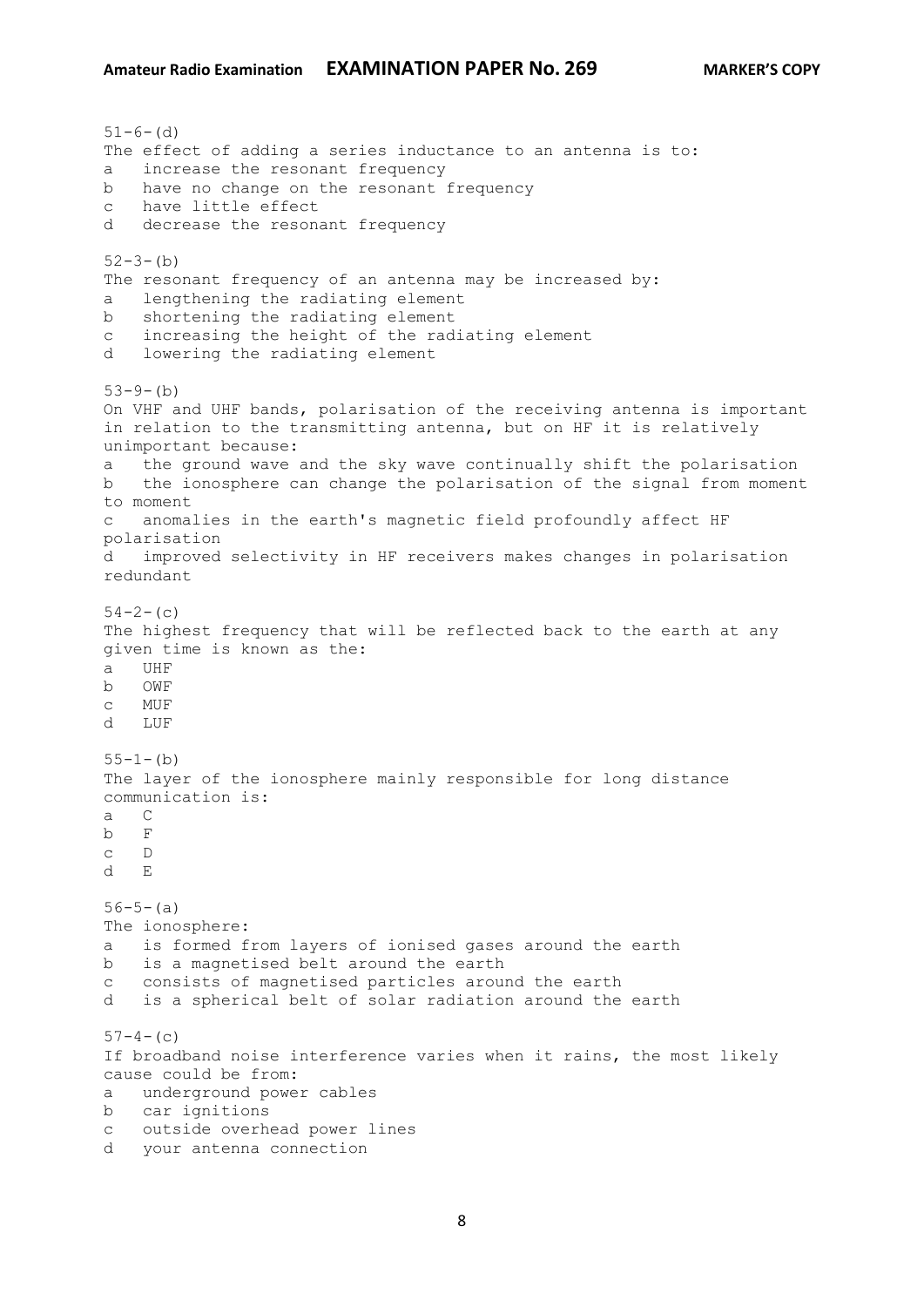51-6-(d)
The effect of adding a series inductance to an antenna is to:
a   increase the resonant frequency
b   have no change on the resonant frequency
c   have little effect
d   decrease the resonant frequency

52-3-(b)
The resonant frequency of an antenna may be increased by:
a   lengthening the radiating element
b   shortening the radiating element
c   increasing the height of the radiating element
d   lowering the radiating element

53-9-(b)
On VHF and UHF bands, polarisation of the receiving antenna is important in relation to the transmitting antenna, but on HF it is relatively unimportant because:
a   the ground wave and the sky wave continually shift the polarisation
b   the ionosphere can change the polarisation of the signal from moment to moment
c   anomalies in the earth's magnetic field profoundly affect HF polarisation
d   improved selectivity in HF receivers makes changes in polarisation redundant

54-2-(c)
The highest frequency that will be reflected back to the earth at any given time is known as the:
a   UHF
b   OWF
c   MUF
d   LUF

55-1-(b)
The layer of the ionosphere mainly responsible for long distance communication is:
a   C
b   F
c   D
d   E

56-5-(a)
The ionosphere:
a   is formed from layers of ionised gases around the earth
b   is a magnetised belt around the earth
c   consists of magnetised particles around the earth
d   is a spherical belt of solar radiation around the earth

57-4-(c)
If broadband noise interference varies when it rains, the most likely cause could be from:
a   underground power cables
b   car ignitions
c   outside overhead power lines
d   your antenna connection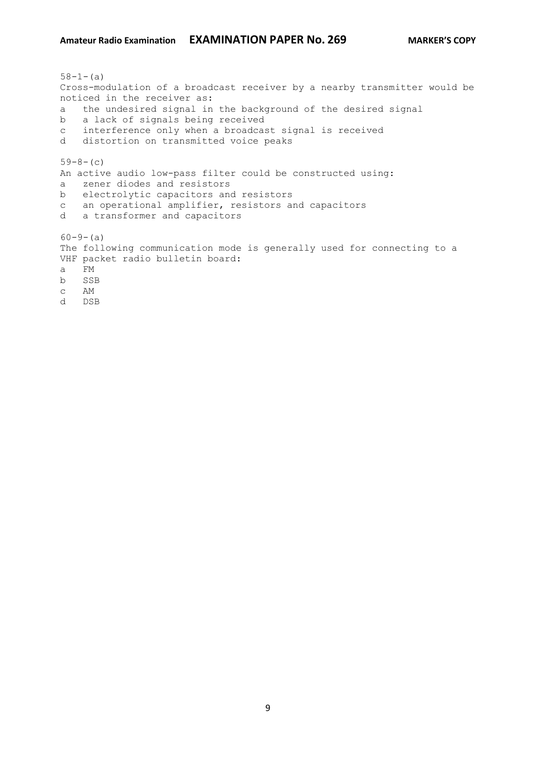58-1-(a)
Cross-modulation of a broadcast receiver by a nearby transmitter would be noticed in the receiver as:

a the undesired signal in the background of the desired signal
b a lack of signals being received
c interference only when a broadcast signal is received
d distortion on transmitted voice peaks

59-8-(c)
An active audio low-pass filter could be constructed using:

a zener diodes and resistors
b electrolytic capacitors and resistors
c an operational amplifier, resistors and capacitors
d a transformer and capacitors

60-9-(a)
The following communication mode is generally used for connecting to a VHF packet radio bulletin board:

a FM
b SSB
c AM
d DSB